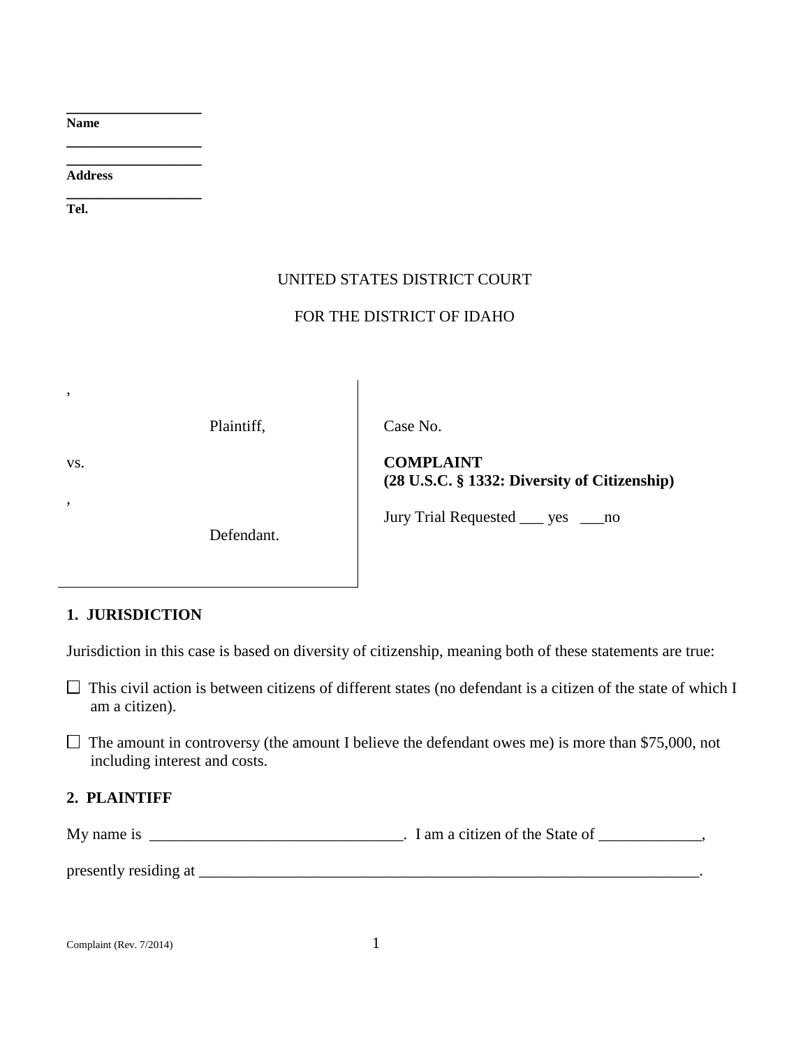\_\_\_\_\_\_\_\_\_\_\_\_\_\_\_\_\_\_\_\_
**Name**

\_\_\_\_\_\_\_\_\_\_\_\_\_\_\_\_\_\_\_\_
\_\_\_\_\_\_\_\_\_\_\_\_\_\_\_\_\_\_\_\_
**Address**

\_\_\_\_\_\_\_\_\_\_\_\_\_\_\_\_\_\_\_\_
**Tel.**

UNITED STATES DISTRICT COURT

FOR THE DISTRICT OF IDAHO

| | |
|---|---|
| , <br><br> Plaintiff, <br><br> vs. <br><br> , <br><br> Defendant. | Case No. <br><br> **COMPLAINT** <br> **(28 U.S.C. § 1332: Diversity of Citizenship)** <br><br> Jury Trial Requested ___ yes ___no |

## 1. JURISDICTION

Jurisdiction in this case is based on diversity of citizenship, meaning both of these statements are true:

☐ This civil action is between citizens of different states (no defendant is a citizen of the state of which I am a citizen).

☐ The amount in controversy (the amount I believe the defendant owes me) is more than $75,000, not including interest and costs.

## 2. PLAINTIFF

My name is \_\_\_\_\_\_\_\_\_\_\_\_\_\_\_\_\_\_\_\_\_\_\_\_\_\_\_\_\_\_\_\_. I am a citizen of the State of \_\_\_\_\_\_\_\_\_\_\_\_\_,

presently residing at \_\_\_\_\_\_\_\_\_\_\_\_\_\_\_\_\_\_\_\_\_\_\_\_\_\_\_\_\_\_\_\_\_\_\_\_\_\_\_\_\_\_\_\_\_\_\_\_\_\_\_\_\_\_\_\_\_\_\_\_\_\_\_.

Complaint (Rev. 7/2014)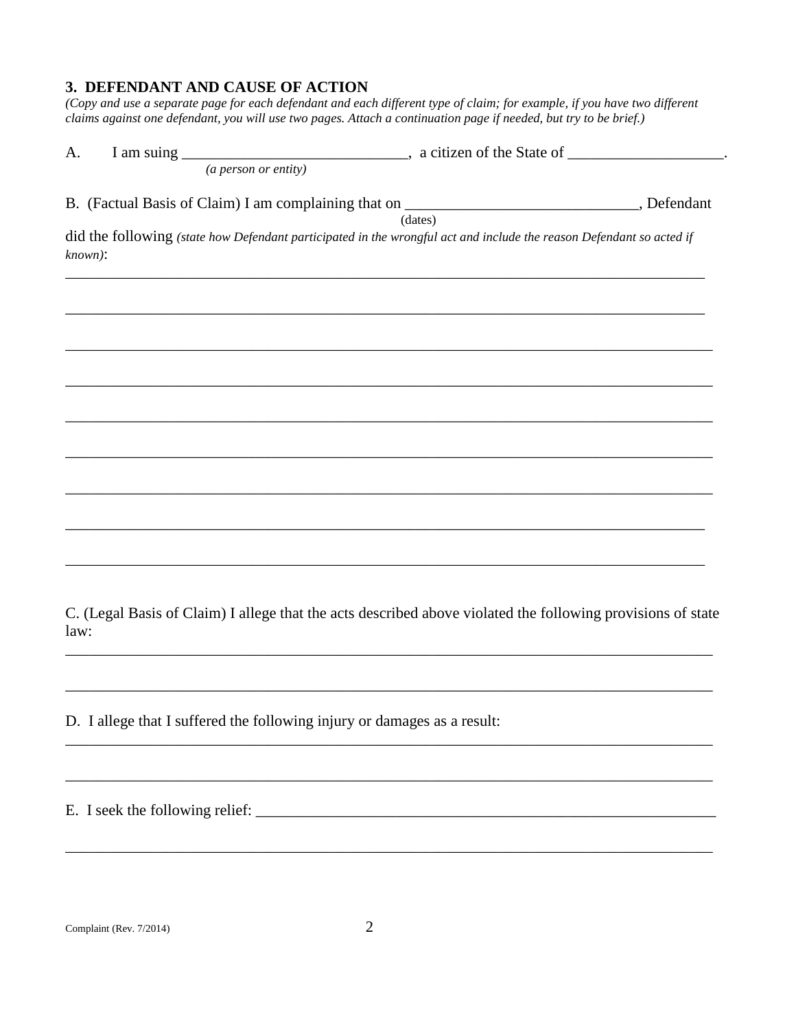### 3. DEFENDANT AND CAUSE OF ACTION

*(Copy and use a separate page for each defendant and each different type of claim; for example, if you have two different claims against one defendant, you will use two pages. Attach a continuation page if needed, but try to be brief.)*

A. I am suing _____________________________, a citizen of the State of ____________________.
*(a person or entity)*

B. (Factual Basis of Claim) I am complaining that on ______________________________, Defendant
(dates)
did the following *(state how Defendant participated in the wrongful act and include the reason Defendant so acted if known)*:

_____________________________________________________________________________________

_____________________________________________________________________________________

_____________________________________________________________________________________

_____________________________________________________________________________________

_____________________________________________________________________________________

_____________________________________________________________________________________

_____________________________________________________________________________________

_____________________________________________________________________________________

_____________________________________________________________________________________

C. (Legal Basis of Claim) I allege that the acts described above violated the following provisions of state law:

_____________________________________________________________________________________

_____________________________________________________________________________________

D. I allege that I suffered the following injury or damages as a result:

_____________________________________________________________________________________

_____________________________________________________________________________________

E. I seek the following relief: ______________________________________________________________

_____________________________________________________________________________________

Complaint (Rev. 7/2014)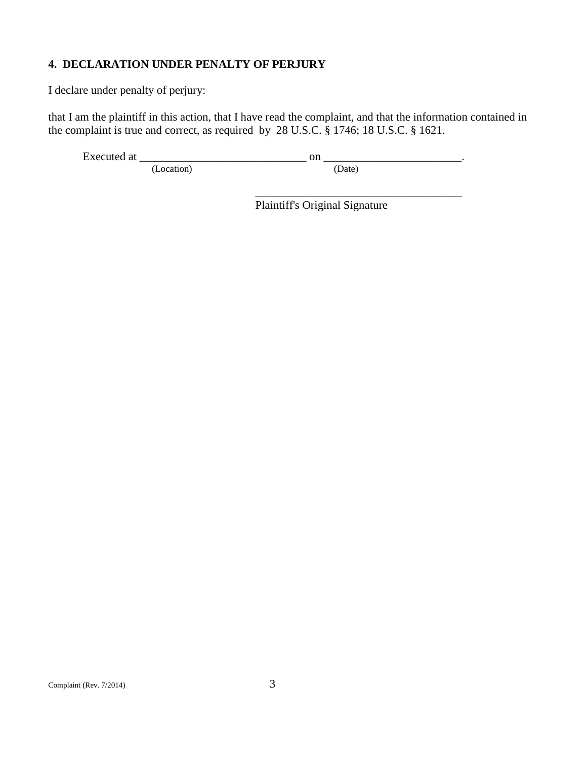## 4. DECLARATION UNDER PENALTY OF PERJURY

I declare under penalty of perjury:

that I am the plaintiff in this action, that I have read the complaint, and that the information contained in the complaint is true and correct, as required by 28 U.S.C. § 1746; 18 U.S.C. § 1621.

Executed at _____________________________ on ________________________.
(Location) (Date)

____________________________________
Plaintiff's Original Signature

Complaint (Rev. 7/2014)